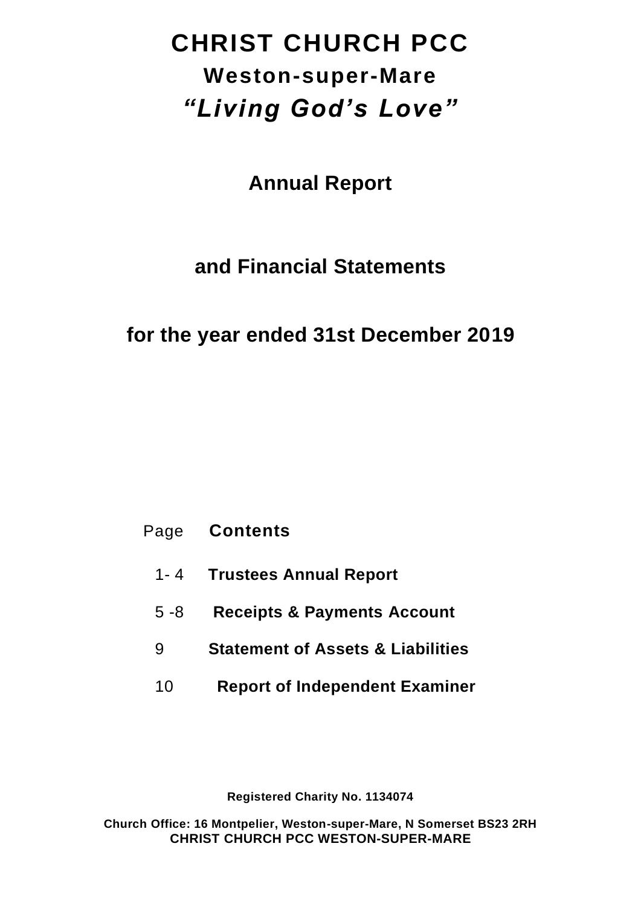# CHRIST CHURCH PCC

## Weston-super-Mare

## *"Living God's Love"*

## Annual Report

## and Financial Statements

## for the year ended 31st December 2019

| Page | **Contents** |
|---|---|
| 1- 4 | **Trustees Annual Report** |
| 5 -8 | **Receipts & Payments Account** |
| 9 | **Statement of Assets & Liabilities** |
| 10 | **Report of Independent Examiner** |

**Registered Charity No. 1134074**

**Church Office: 16 Montpelier, Weston-super-Mare, N Somerset BS23 2RH**
**CHRIST CHURCH PCC WESTON-SUPER-MARE**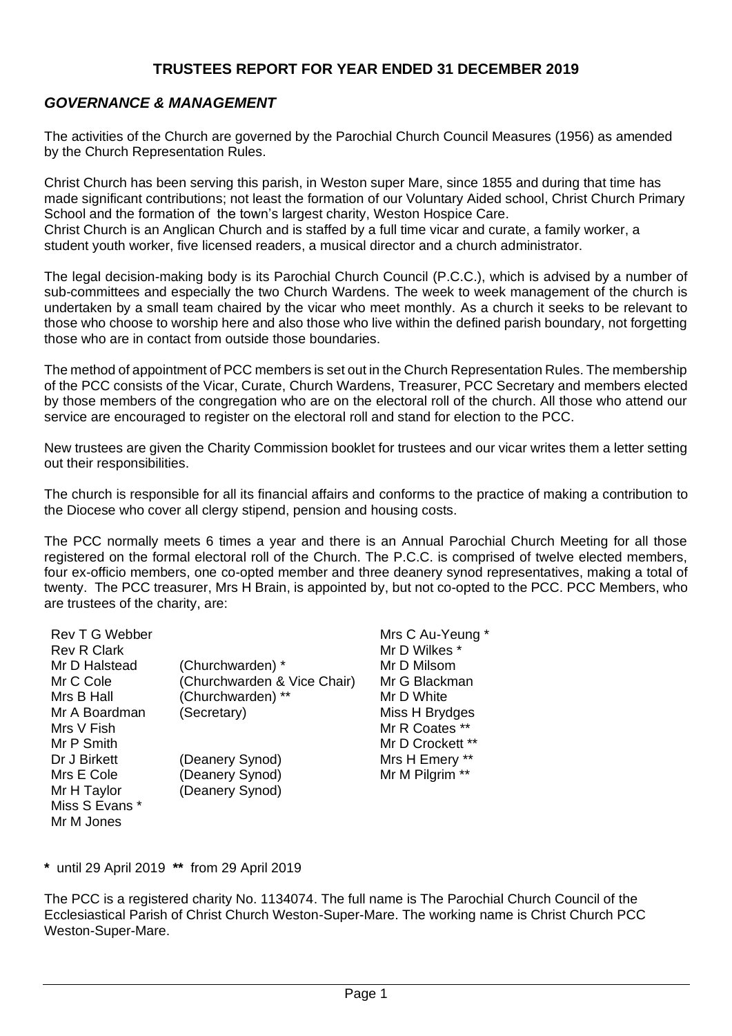# TRUSTEES REPORT FOR YEAR ENDED 31 DECEMBER 2019

## *GOVERNANCE & MANAGEMENT*

The activities of the Church are governed by the Parochial Church Council Measures (1956) as amended by the Church Representation Rules.

Christ Church has been serving this parish, in Weston super Mare, since 1855 and during that time has made significant contributions; not least the formation of our Voluntary Aided school, Christ Church Primary School and the formation of the town's largest charity, Weston Hospice Care.
Christ Church is an Anglican Church and is staffed by a full time vicar and curate, a family worker, a student youth worker, five licensed readers, a musical director and a church administrator.

The legal decision-making body is its Parochial Church Council (P.C.C.), which is advised by a number of sub-committees and especially the two Church Wardens. The week to week management of the church is undertaken by a small team chaired by the vicar who meet monthly. As a church it seeks to be relevant to those who choose to worship here and also those who live within the defined parish boundary, not forgetting those who are in contact from outside those boundaries.

The method of appointment of PCC members is set out in the Church Representation Rules. The membership of the PCC consists of the Vicar, Curate, Church Wardens, Treasurer, PCC Secretary and members elected by those members of the congregation who are on the electoral roll of the church. All those who attend our service are encouraged to register on the electoral roll and stand for election to the PCC.

New trustees are given the Charity Commission booklet for trustees and our vicar writes them a letter setting out their responsibilities.

The church is responsible for all its financial affairs and conforms to the practice of making a contribution to the Diocese who cover all clergy stipend, pension and housing costs.

The PCC normally meets 6 times a year and there is an Annual Parochial Church Meeting for all those registered on the formal electoral roll of the Church. The P.C.C. is comprised of twelve elected members, four ex-officio members, one co-opted member and three deanery synod representatives, making a total of twenty. The PCC treasurer, Mrs H Brain, is appointed by, but not co-opted to the PCC. PCC Members, who are trustees of the charity, are:

| | | |
|---|---|---|
| Rev T G Webber | | Mrs C Au-Yeung * |
| Rev R Clark | | Mr D Wilkes * |
| Mr D Halstead | (Churchwarden) * | Mr D Milsom |
| Mr C Cole | (Churchwarden & Vice Chair) | Mr G Blackman |
| Mrs B Hall | (Churchwarden) ** | Mr D White |
| Mr A Boardman | (Secretary) | Miss H Brydges |
| Mrs V Fish | | Mr R Coates ** |
| Mr P Smith | | Mr D Crockett ** |
| Dr J Birkett | (Deanery Synod) | Mrs H Emery ** |
| Mrs E Cole | (Deanery Synod) | Mr M Pilgrim ** |
| Mr H Taylor | (Deanery Synod) | |
| Miss S Evans * | | |
| Mr M Jones | | |

**\*** until 29 April 2019 **\*\*** from 29 April 2019

The PCC is a registered charity No. 1134074. The full name is The Parochial Church Council of the Ecclesiastical Parish of Christ Church Weston-Super-Mare. The working name is Christ Church PCC Weston-Super-Mare.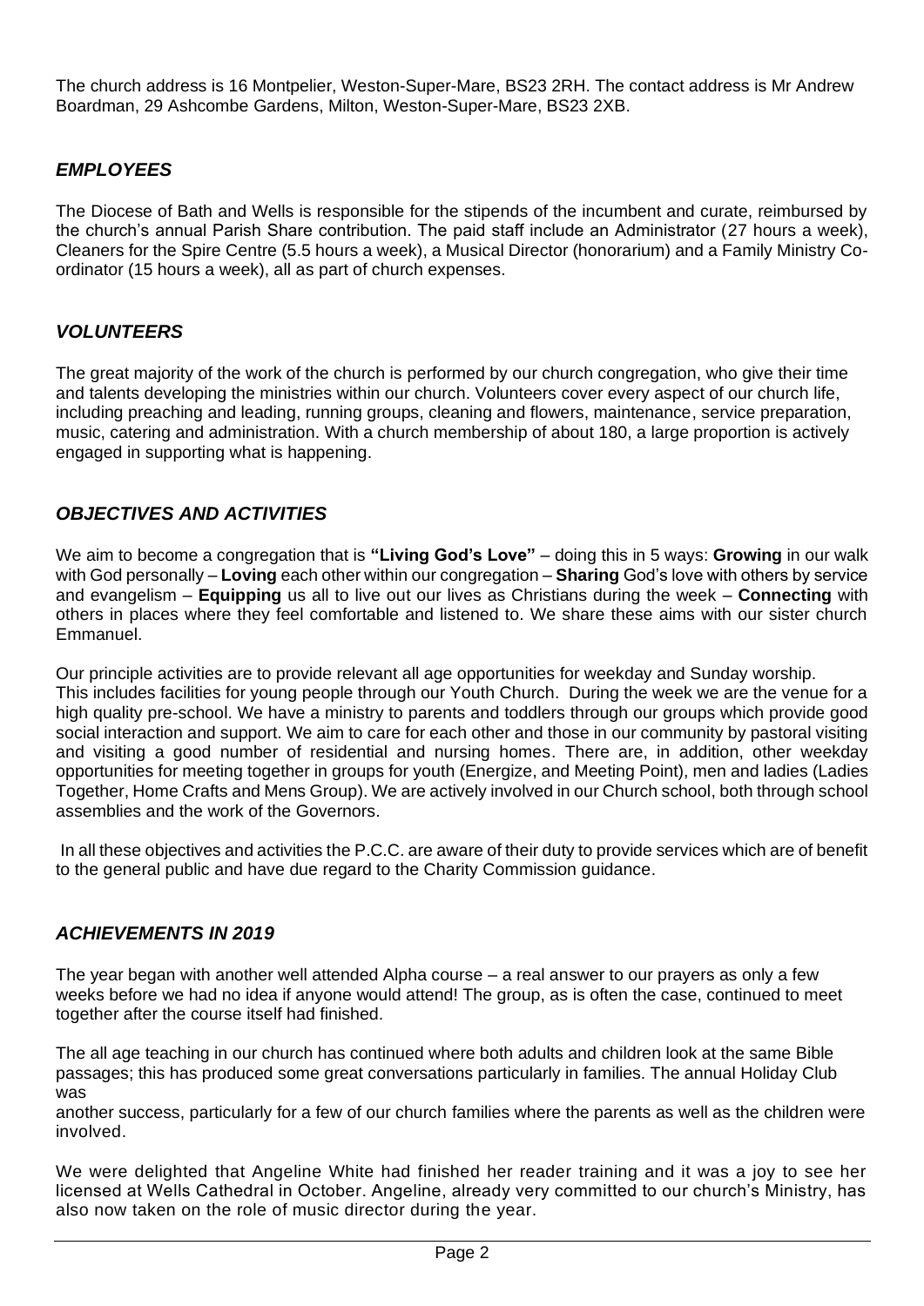The church address is 16 Montpelier, Weston-Super-Mare, BS23 2RH. The contact address is Mr Andrew Boardman, 29 Ashcombe Gardens, Milton, Weston-Super-Mare, BS23 2XB.

## *EMPLOYEES*

The Diocese of Bath and Wells is responsible for the stipends of the incumbent and curate, reimbursed by the church's annual Parish Share contribution. The paid staff include an Administrator (27 hours a week), Cleaners for the Spire Centre (5.5 hours a week), a Musical Director (honorarium) and a Family Ministry Co-ordinator (15 hours a week), all as part of church expenses.

## *VOLUNTEERS*

The great majority of the work of the church is performed by our church congregation, who give their time and talents developing the ministries within our church. Volunteers cover every aspect of our church life, including preaching and leading, running groups, cleaning and flowers, maintenance, service preparation, music, catering and administration. With a church membership of about 180, a large proportion is actively engaged in supporting what is happening.

## *OBJECTIVES AND ACTIVITIES*

We aim to become a congregation that is **"Living God's Love"** – doing this in 5 ways: **Growing** in our walk with God personally – **Loving** each other within our congregation – **Sharing** God's love with others by service and evangelism – **Equipping** us all to live out our lives as Christians during the week – **Connecting** with others in places where they feel comfortable and listened to. We share these aims with our sister church Emmanuel.

Our principle activities are to provide relevant all age opportunities for weekday and Sunday worship. This includes facilities for young people through our Youth Church. During the week we are the venue for a high quality pre-school. We have a ministry to parents and toddlers through our groups which provide good social interaction and support. We aim to care for each other and those in our community by pastoral visiting and visiting a good number of residential and nursing homes. There are, in addition, other weekday opportunities for meeting together in groups for youth (Energize, and Meeting Point), men and ladies (Ladies Together, Home Crafts and Mens Group). We are actively involved in our Church school, both through school assemblies and the work of the Governors.

In all these objectives and activities the P.C.C. are aware of their duty to provide services which are of benefit to the general public and have due regard to the Charity Commission guidance.

## *ACHIEVEMENTS IN 2019*

The year began with another well attended Alpha course – a real answer to our prayers as only a few weeks before we had no idea if anyone would attend! The group, as is often the case, continued to meet together after the course itself had finished.

The all age teaching in our church has continued where both adults and children look at the same Bible passages; this has produced some great conversations particularly in families. The annual Holiday Club was another success, particularly for a few of our church families where the parents as well as the children were involved.

We were delighted that Angeline White had finished her reader training and it was a joy to see her licensed at Wells Cathedral in October. Angeline, already very committed to our church's Ministry, has also now taken on the role of music director during the year.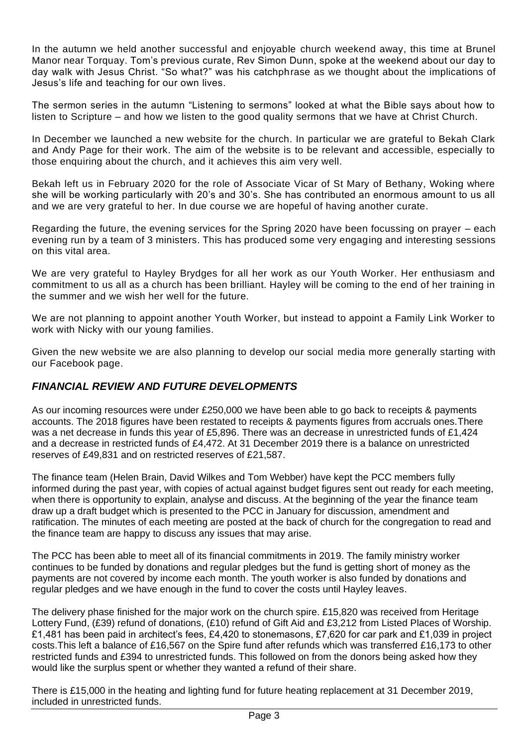In the autumn we held another successful and enjoyable church weekend away, this time at Brunel Manor near Torquay. Tom's previous curate, Rev Simon Dunn, spoke at the weekend about our day to day walk with Jesus Christ. "So what?" was his catchphrase as we thought about the implications of Jesus's life and teaching for our own lives.

The sermon series in the autumn "Listening to sermons" looked at what the Bible says about how to listen to Scripture – and how we listen to the good quality sermons that we have at Christ Church.

In December we launched a new website for the church. In particular we are grateful to Bekah Clark and Andy Page for their work. The aim of the website is to be relevant and accessible, especially to those enquiring about the church, and it achieves this aim very well.

Bekah left us in February 2020 for the role of Associate Vicar of St Mary of Bethany, Woking where she will be working particularly with 20's and 30's. She has contributed an enormous amount to us all and we are very grateful to her. In due course we are hopeful of having another curate.

Regarding the future, the evening services for the Spring 2020 have been focussing on prayer – each evening run by a team of 3 ministers. This has produced some very engaging and interesting sessions on this vital area.

We are very grateful to Hayley Brydges for all her work as our Youth Worker. Her enthusiasm and commitment to us all as a church has been brilliant. Hayley will be coming to the end of her training in the summer and we wish her well for the future.

We are not planning to appoint another Youth Worker, but instead to appoint a Family Link Worker to work with Nicky with our young families.

Given the new website we are also planning to develop our social media more generally starting with our Facebook page.

## *FINANCIAL REVIEW AND FUTURE DEVELOPMENTS*

As our incoming resources were under £250,000 we have been able to go back to receipts & payments accounts. The 2018 figures have been restated to receipts & payments figures from accruals ones.There was a net decrease in funds this year of £5,896. There was an decrease in unrestricted funds of £1,424 and a decrease in restricted funds of £4,472. At 31 December 2019 there is a balance on unrestricted reserves of £49,831 and on restricted reserves of £21,587.

The finance team (Helen Brain, David Wilkes and Tom Webber) have kept the PCC members fully informed during the past year, with copies of actual against budget figures sent out ready for each meeting, when there is opportunity to explain, analyse and discuss. At the beginning of the year the finance team draw up a draft budget which is presented to the PCC in January for discussion, amendment and ratification. The minutes of each meeting are posted at the back of church for the congregation to read and the finance team are happy to discuss any issues that may arise.

The PCC has been able to meet all of its financial commitments in 2019. The family ministry worker continues to be funded by donations and regular pledges but the fund is getting short of money as the payments are not covered by income each month. The youth worker is also funded by donations and regular pledges and we have enough in the fund to cover the costs until Hayley leaves.

The delivery phase finished for the major work on the church spire. £15,820 was received from Heritage Lottery Fund, (£39) refund of donations, (£10) refund of Gift Aid and £3,212 from Listed Places of Worship. £1,481 has been paid in architect's fees, £4,420 to stonemasons, £7,620 for car park and £1,039 in project costs.This left a balance of £16,567 on the Spire fund after refunds which was transferred £16,173 to other restricted funds and £394 to unrestricted funds. This followed on from the donors being asked how they would like the surplus spent or whether they wanted a refund of their share.

There is £15,000 in the heating and lighting fund for future heating replacement at 31 December 2019, included in unrestricted funds.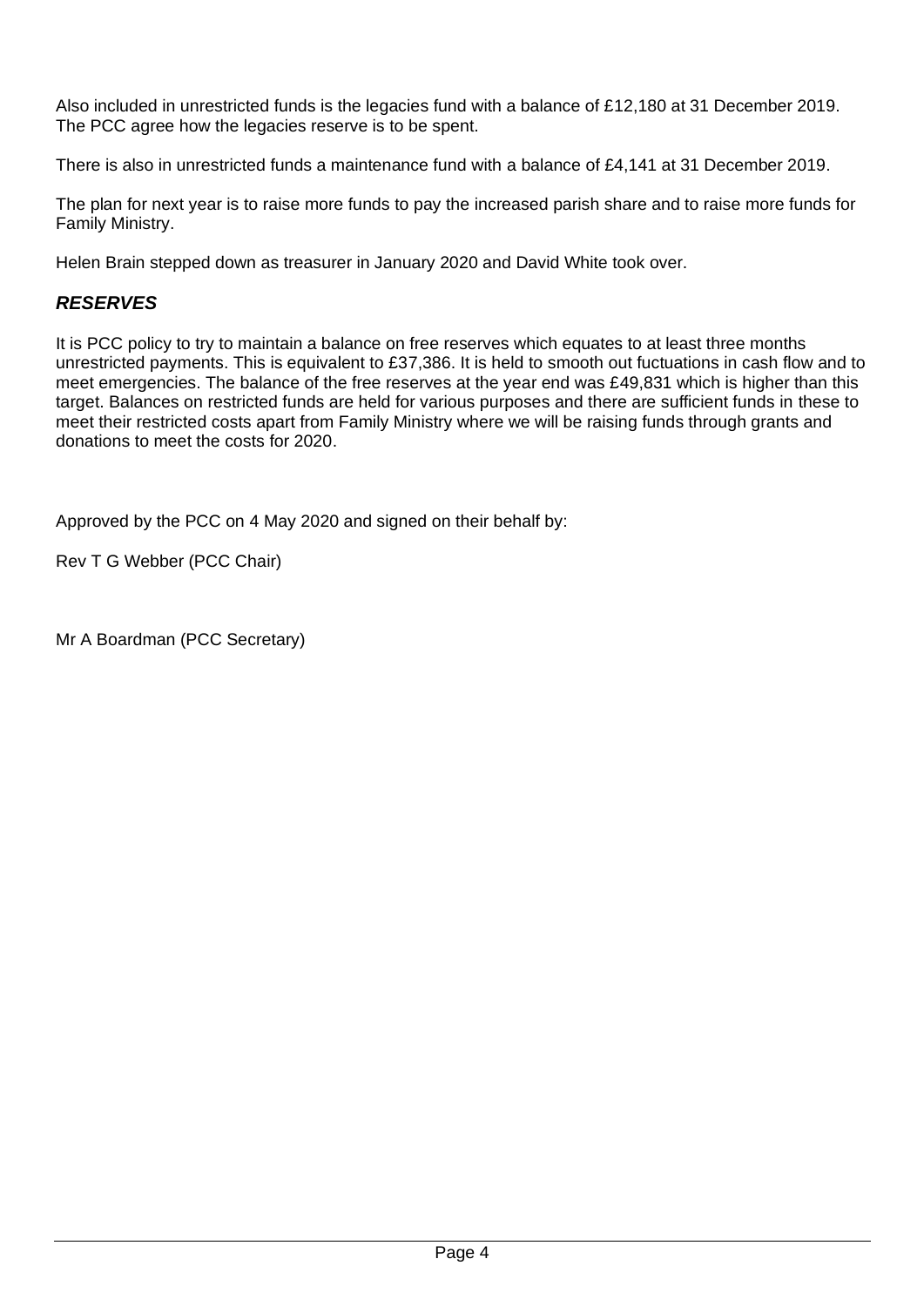Also included in unrestricted funds is the legacies fund with a balance of £12,180 at 31 December 2019. The PCC agree how the legacies reserve is to be spent.

There is also in unrestricted funds a maintenance fund with a balance of £4,141 at 31 December 2019.

The plan for next year is to raise more funds to pay the increased parish share and to raise more funds for Family Ministry.

Helen Brain stepped down as treasurer in January 2020 and David White took over.

### ***RESERVES***

It is PCC policy to try to maintain a balance on free reserves which equates to at least three months unrestricted payments. This is equivalent to £37,386. It is held to smooth out fuctuations in cash flow and to meet emergencies. The balance of the free reserves at the year end was £49,831 which is higher than this target. Balances on restricted funds are held for various purposes and there are sufficient funds in these to meet their restricted costs apart from Family Ministry where we will be raising funds through grants and donations to meet the costs for 2020.

Approved by the PCC on 4 May 2020 and signed on their behalf by:

Rev T G Webber (PCC Chair)

Mr A Boardman (PCC Secretary)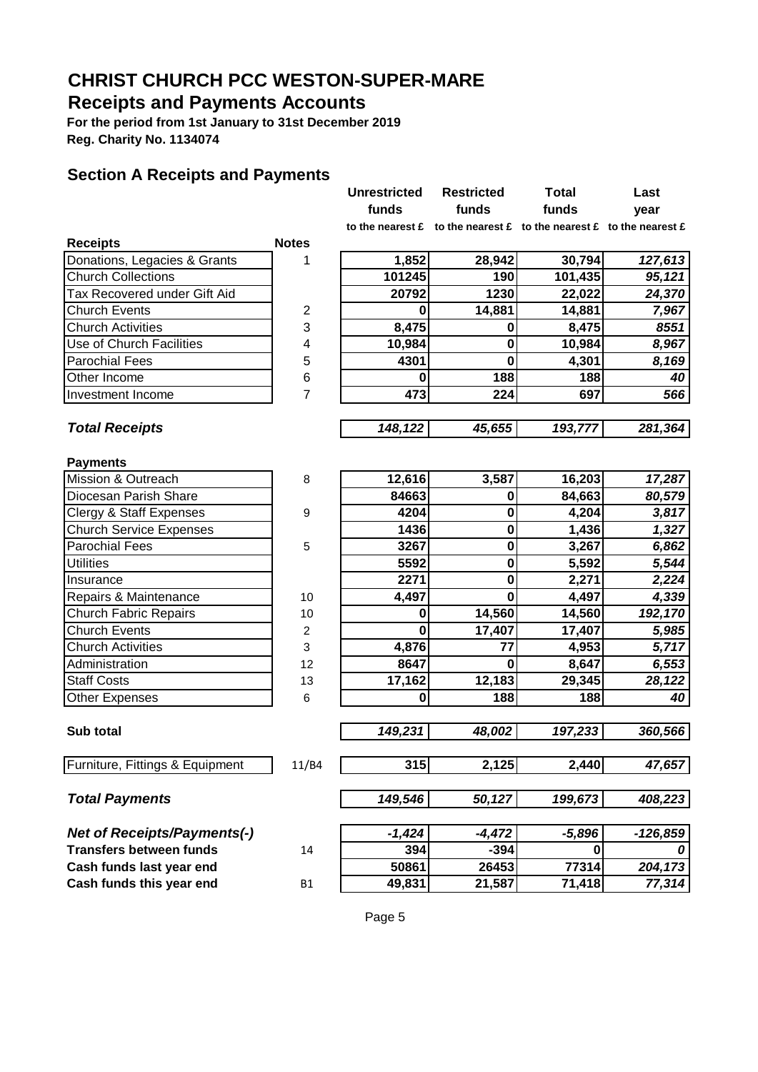# CHRIST CHURCH PCC WESTON-SUPER-MARE

## Receipts and Payments Accounts

**For the period from 1st January to 31st December 2019**
**Reg. Charity No. 1134074**

## Section A Receipts and Payments

| | Notes | Unrestricted funds to the nearest £ | Restricted funds to the nearest £ | Total funds to the nearest £ | Last year to the nearest £ |
|---|---|---|---|---|---|
| **Receipts** | | | | | |
| Donations, Legacies & Grants | 1 | 1,852 | 28,942 | 30,794 | *127,613* |
| Church Collections | | 101245 | 190 | 101,435 | *95,121* |
| Tax Recovered under Gift Aid | | 20792 | 1230 | 22,022 | *24,370* |
| Church Events | 2 | 0 | 14,881 | 14,881 | *7,967* |
| Church Activities | 3 | 8,475 | 0 | 8,475 | *8551* |
| Use of Church Facilities | 4 | 10,984 | 0 | 10,984 | *8,967* |
| Parochial Fees | 5 | 4301 | 0 | 4,301 | *8,169* |
| Other Income | 6 | 0 | 188 | 188 | *40* |
| Investment Income | 7 | 473 | 224 | 697 | *566* |
| ***Total Receipts*** | | *148,122* | *45,655* | *193,777* | *281,364* |
| **Payments** | | | | | |
| Mission & Outreach | 8 | 12,616 | 3,587 | 16,203 | *17,287* |
| Diocesan Parish Share | | 84663 | 0 | 84,663 | *80,579* |
| Clergy & Staff Expenses | 9 | 4204 | 0 | 4,204 | *3,817* |
| Church Service Expenses | | 1436 | 0 | 1,436 | *1,327* |
| Parochial Fees | 5 | 3267 | 0 | 3,267 | *6,862* |
| Utilities | | 5592 | 0 | 5,592 | *5,544* |
| Insurance | | 2271 | 0 | 2,271 | *2,224* |
| Repairs & Maintenance | 10 | 4,497 | 0 | 4,497 | *4,339* |
| Church Fabric Repairs | 10 | 0 | 14,560 | 14,560 | *192,170* |
| Church Events | 2 | 0 | 17,407 | 17,407 | *5,985* |
| Church Activities | 3 | 4,876 | 77 | 4,953 | *5,717* |
| Administration | 12 | 8647 | 0 | 8,647 | *6,553* |
| Staff Costs | 13 | 17,162 | 12,183 | 29,345 | *28,122* |
| Other Expenses | 6 | 0 | 188 | 188 | *40* |
| **Sub total** | | *149,231* | *48,002* | *197,233* | *360,566* |
| Furniture, Fittings & Equipment | 11/B4 | 315 | 2,125 | 2,440 | *47,657* |
| ***Total Payments*** | | *149,546* | *50,127* | *199,673* | *408,223* |
| ***Net of Receipts/Payments(-)*** | | *-1,424* | *-4,472* | *-5,896* | *-126,859* |
| **Transfers between funds** | 14 | 394 | -394 | 0 | *0* |
| **Cash funds last year end** | | 50861 | 26453 | 77314 | *204,173* |
| **Cash funds this year end** | B1 | 49,831 | 21,587 | 71,418 | *77,314* |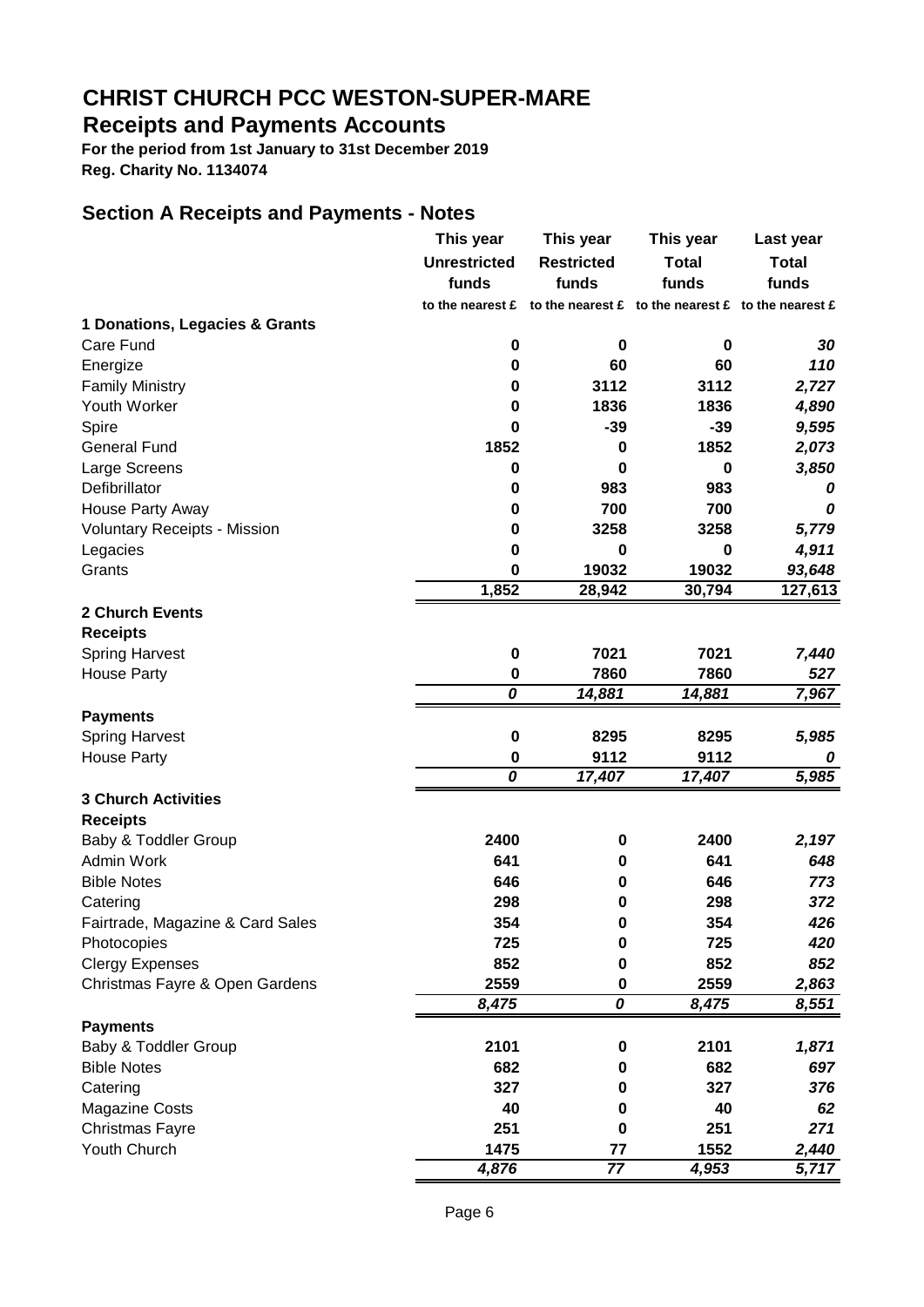# CHRIST CHURCH PCC WESTON-SUPER-MARE

## Receipts and Payments Accounts

**For the period from 1st January to 31st December 2019**
**Reg. Charity No. 1134074**

### Section A Receipts and Payments - Notes

| | This year Unrestricted funds | This year Restricted funds | This year Total funds | Last year Total funds |
|---|---|---|---|---|
| | to the nearest £ | to the nearest £ | to the nearest £ | to the nearest £ |
| **1 Donations, Legacies & Grants** | | | | |
| Care Fund | 0 | 0 | 0 | *30* |
| Energize | 0 | 60 | 60 | *110* |
| Family Ministry | 0 | 3112 | 3112 | *2,727* |
| Youth Worker | 0 | 1836 | 1836 | *4,890* |
| Spire | 0 | -39 | -39 | *9,595* |
| General Fund | 1852 | 0 | 1852 | *2,073* |
| Large Screens | 0 | 0 | 0 | *3,850* |
| Defibrillator | 0 | 983 | 983 | *0* |
| House Party Away | 0 | 700 | 700 | *0* |
| Voluntary Receipts - Mission | 0 | 3258 | 3258 | *5,779* |
| Legacies | 0 | 0 | 0 | *4,911* |
| Grants | 0 | 19032 | 19032 | *93,648* |
| | 1,852 | 28,942 | 30,794 | 127,613 |
| **2 Church Events** | | | | |
| **Receipts** | | | | |
| Spring Harvest | 0 | 7021 | 7021 | *7,440* |
| House Party | 0 | 7860 | 7860 | *527* |
| | *0* | *14,881* | *14,881* | *7,967* |
| **Payments** | | | | |
| Spring Harvest | 0 | 8295 | 8295 | *5,985* |
| House Party | 0 | 9112 | 9112 | *0* |
| | *0* | *17,407* | *17,407* | *5,985* |
| **3 Church Activities** | | | | |
| **Receipts** | | | | |
| Baby & Toddler Group | 2400 | 0 | 2400 | *2,197* |
| Admin Work | 641 | 0 | 641 | *648* |
| Bible Notes | 646 | 0 | 646 | *773* |
| Catering | 298 | 0 | 298 | *372* |
| Fairtrade, Magazine & Card Sales | 354 | 0 | 354 | *426* |
| Photocopies | 725 | 0 | 725 | *420* |
| Clergy Expenses | 852 | 0 | 852 | *852* |
| Christmas Fayre & Open Gardens | 2559 | 0 | 2559 | *2,863* |
| | *8,475* | *0* | *8,475* | *8,551* |
| **Payments** | | | | |
| Baby & Toddler Group | 2101 | 0 | 2101 | *1,871* |
| Bible Notes | 682 | 0 | 682 | *697* |
| Catering | 327 | 0 | 327 | *376* |
| Magazine Costs | 40 | 0 | 40 | *62* |
| Christmas Fayre | 251 | 0 | 251 | *271* |
| Youth Church | 1475 | 77 | 1552 | *2,440* |
| | *4,876* | *77* | *4,953* | *5,717* |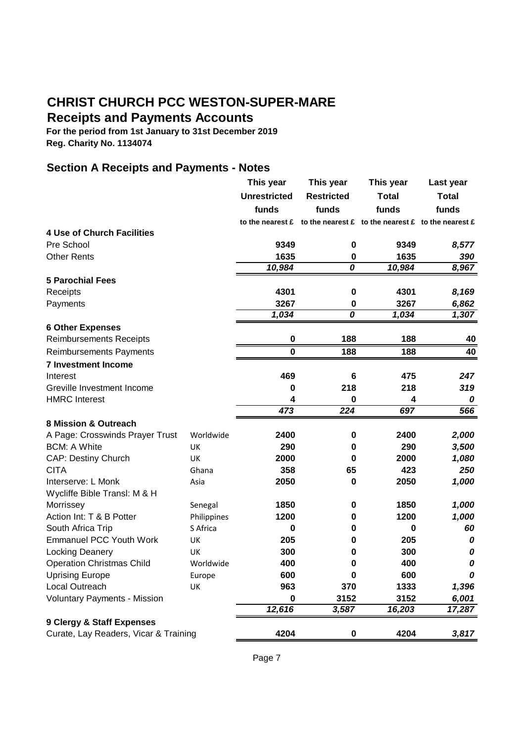# CHRIST CHURCH PCC WESTON-SUPER-MARE

## Receipts and Payments Accounts

**For the period from 1st January to 31st December 2019**
**Reg. Charity No. 1134074**

## Section A Receipts and Payments - Notes

| | | This year Unrestricted funds | This year Restricted funds | This year Total funds | Last year Total funds |
|---|---|---|---|---|---|
| | | to the nearest £ | to the nearest £ | to the nearest £ | to the nearest £ |
| **4 Use of Church Facilities** | | | | | |
| Pre School | | 9349 | 0 | 9349 | *8,577* |
| Other Rents | | 1635 | 0 | 1635 | *390* |
| | | *10,984* | *0* | *10,984* | *8,967* |
| **5 Parochial Fees** | | | | | |
| Receipts | | 4301 | 0 | 4301 | *8,169* |
| Payments | | 3267 | 0 | 3267 | *6,862* |
| | | *1,034* | *0* | *1,034* | *1,307* |
| **6 Other Expenses** | | | | | |
| Reimbursements Receipts | | 0 | 188 | 188 | 40 |
| Reimbursements Payments | | 0 | 188 | 188 | 40 |
| **7 Investment Income** | | | | | |
| Interest | | 469 | 6 | 475 | *247* |
| Greville Investment Income | | 0 | 218 | 218 | *319* |
| HMRC Interest | | 4 | 0 | 4 | *0* |
| | | *473* | *224* | *697* | *566* |
| **8 Mission & Outreach** | | | | | |
| A Page: Crosswinds Prayer Trust | Worldwide | 2400 | 0 | 2400 | *2,000* |
| BCM: A White | UK | 290 | 0 | 290 | *3,500* |
| CAP: Destiny Church | UK | 2000 | 0 | 2000 | *1,080* |
| CITA | Ghana | 358 | 65 | 423 | *250* |
| Interserve: L Monk | Asia | 2050 | 0 | 2050 | *1,000* |
| Wycliffe Bible Transl: M & H Morrissey | Senegal | 1850 | 0 | 1850 | *1,000* |
| Action Int: T & B Potter | Philippines | 1200 | 0 | 1200 | *1,000* |
| South Africa Trip | S Africa | 0 | 0 | 0 | *60* |
| Emmanuel PCC Youth Work | UK | 205 | 0 | 205 | *0* |
| Locking Deanery | UK | 300 | 0 | 300 | *0* |
| Operation Christmas Child | Worldwide | 400 | 0 | 400 | *0* |
| Uprising Europe | Europe | 600 | 0 | 600 | *0* |
| Local Outreach | UK | 963 | 370 | 1333 | *1,396* |
| Voluntary Payments - Mission | | 0 | 3152 | 3152 | *6,001* |
| | | *12,616* | *3,587* | *16,203* | *17,287* |
| **9 Clergy & Staff Expenses** | | | | | |
| Curate, Lay Readers, Vicar & Training | | 4204 | 0 | 4204 | *3,817* |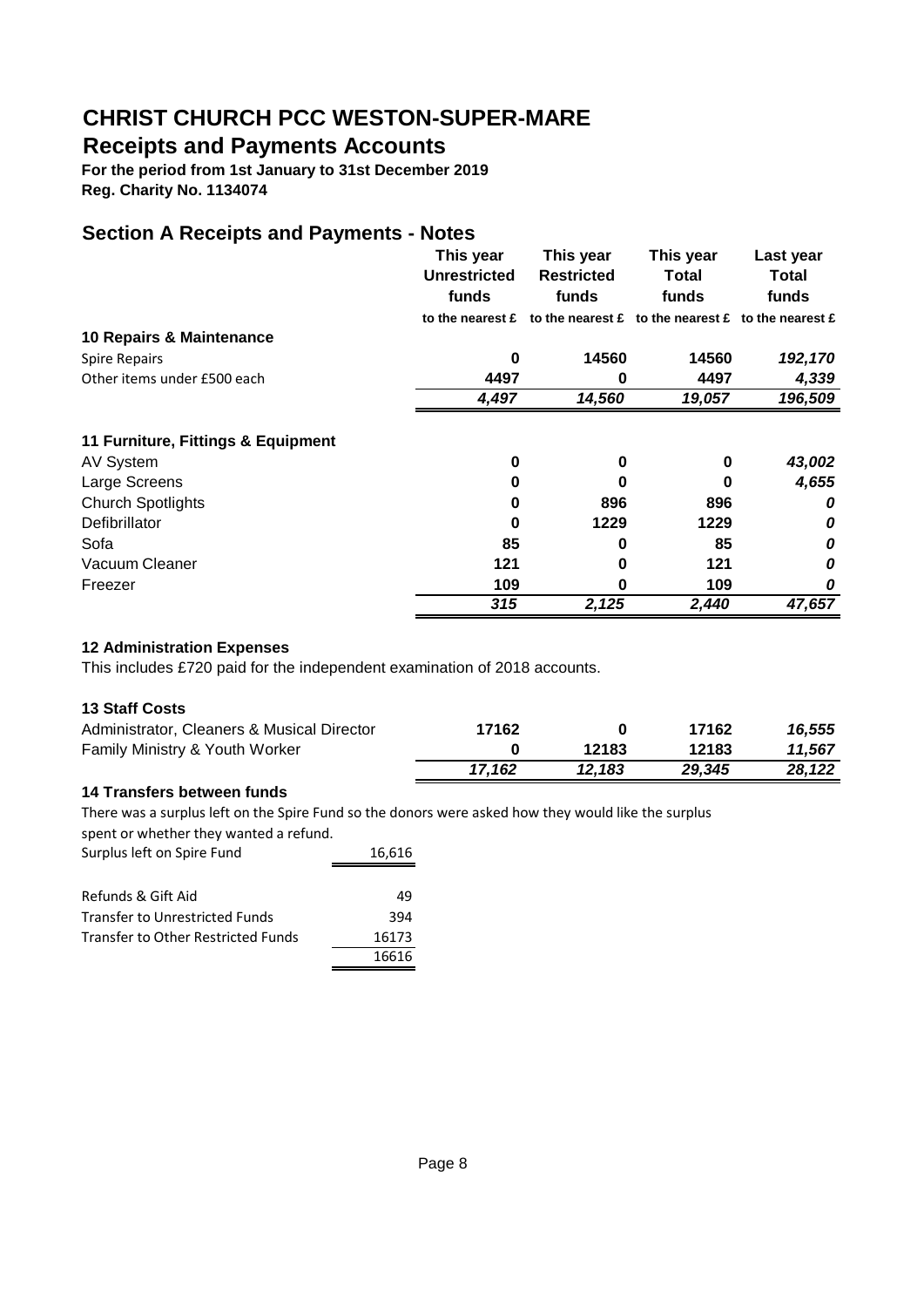# CHRIST CHURCH PCC WESTON-SUPER-MARE

## Receipts and Payments Accounts

**For the period from 1st January to 31st December 2019**
**Reg. Charity No. 1134074**

## Section A Receipts and Payments - Notes

| | This year Unrestricted funds | This year Restricted funds | This year Total funds | Last year Total funds |
|---|---|---|---|---|
| | to the nearest £ | to the nearest £ | to the nearest £ | to the nearest £ |
| **10 Repairs & Maintenance** | | | | |
| Spire Repairs | 0 | 14560 | 14560 | *192,170* |
| Other items under £500 each | 4497 | 0 | 4497 | *4,339* |
| | *4,497* | *14,560* | *19,057* | *196,509* |
| **11 Furniture, Fittings & Equipment** | | | | |
| AV System | 0 | 0 | 0 | *43,002* |
| Large Screens | 0 | 0 | 0 | *4,655* |
| Church Spotlights | 0 | 896 | 896 | *0* |
| Defibrillator | 0 | 1229 | 1229 | *0* |
| Sofa | 85 | 0 | 85 | *0* |
| Vacuum Cleaner | 121 | 0 | 121 | *0* |
| Freezer | 109 | 0 | 109 | *0* |
| | *315* | *2,125* | *2,440* | *47,657* |

### 12 Administration Expenses

This includes £720 paid for the independent examination of 2018 accounts.

### 13 Staff Costs

| | This year Unrestricted funds | This year Restricted funds | This year Total funds | Last year Total funds |
|---|---|---|---|---|
| Administrator, Cleaners & Musical Director | 17162 | 0 | 17162 | *16,555* |
| Family Ministry & Youth Worker | 0 | 12183 | 12183 | *11,567* |
| | *17,162* | *12,183* | *29,345* | *28,122* |

### 14 Transfers between funds

There was a surplus left on the Spire Fund so the donors were asked how they would like the surplus spent or whether they wanted a refund.

| | |
|---|---|
| Surplus left on Spire Fund | 16,616 |
| | |
| Refunds & Gift Aid | 49 |
| Transfer to Unrestricted Funds | 394 |
| Transfer to Other Restricted Funds | 16173 |
| | 16616 |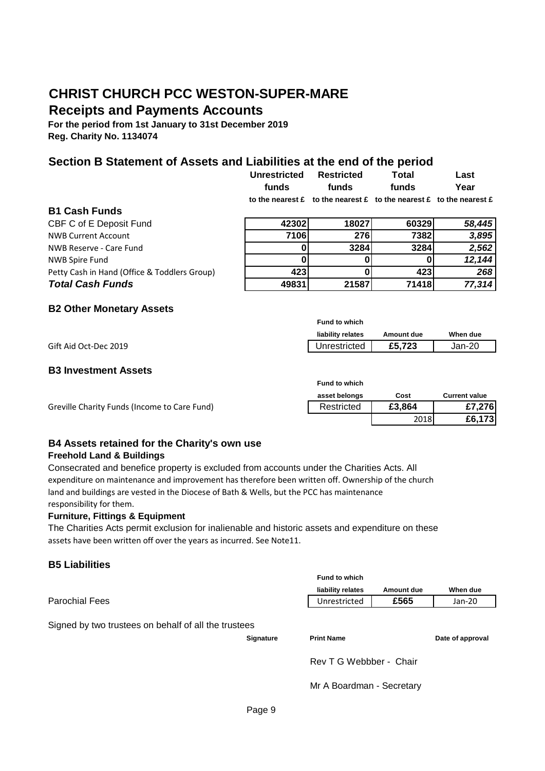# CHRIST CHURCH PCC WESTON-SUPER-MARE

## Receipts and Payments Accounts

**For the period from 1st January to 31st December 2019**
**Reg. Charity No. 1134074**

## Section B Statement of Assets and Liabilities at the end of the period

| | Unrestricted funds | Restricted funds | Total funds | Last Year |
|---|---|---|---|---|
| | to the nearest £ | to the nearest £ | to the nearest £ | to the nearest £ |
| **B1 Cash Funds** | | | | |
| CBF C of E Deposit Fund | 42302 | 18027 | 60329 | *58,445* |
| NWB Current Account | 7106 | 276 | 7382 | *3,895* |
| NWB Reserve - Care Fund | 0 | 3284 | 3284 | *2,562* |
| NWB Spire Fund | 0 | 0 | 0 | *12,144* |
| Petty Cash in Hand (Office & Toddlers Group) | 423 | 0 | 423 | *268* |
| ***Total Cash Funds*** | **49831** | **21587** | **71418** | ***77,314*** |

### B2 Other Monetary Assets

| | Fund to which liability relates | Amount due | When due |
|---|---|---|---|
| Gift Aid Oct-Dec 2019 | Unrestricted | £5,723 | Jan-20 |

### B3 Investment Assets

| | Fund to which asset belongs | Cost | Current value |
|---|---|---|---|
| Greville Charity Funds (Income to Care Fund) | Restricted | £3,864 | £7,276 |
| | | 2018 | £6,173 |

### B4 Assets retained for the Charity's own use

**Freehold Land & Buildings**

Consecrated and benefice property is excluded from accounts under the Charities Acts. All expenditure on maintenance and improvement has therefore been written off. Ownership of the church land and buildings are vested in the Diocese of Bath & Wells, but the PCC has maintenance responsibility for them.

**Furniture, Fittings & Equipment**

The Charities Acts permit exclusion for inalienable and historic assets and expenditure on these assets have been written off over the years as incurred. See Note11.

### B5 Liabilities

| | Fund to which liability relates | Amount due | When due |
|---|---|---|---|
| Parochial Fees | Unrestricted | £565 | Jan-20 |

Signed by two trustees on behalf of all the trustees

| Signature | Print Name | Date of approval |
|---|---|---|
| | Rev T G Webbber - Chair | |
| | Mr A Boardman - Secretary | |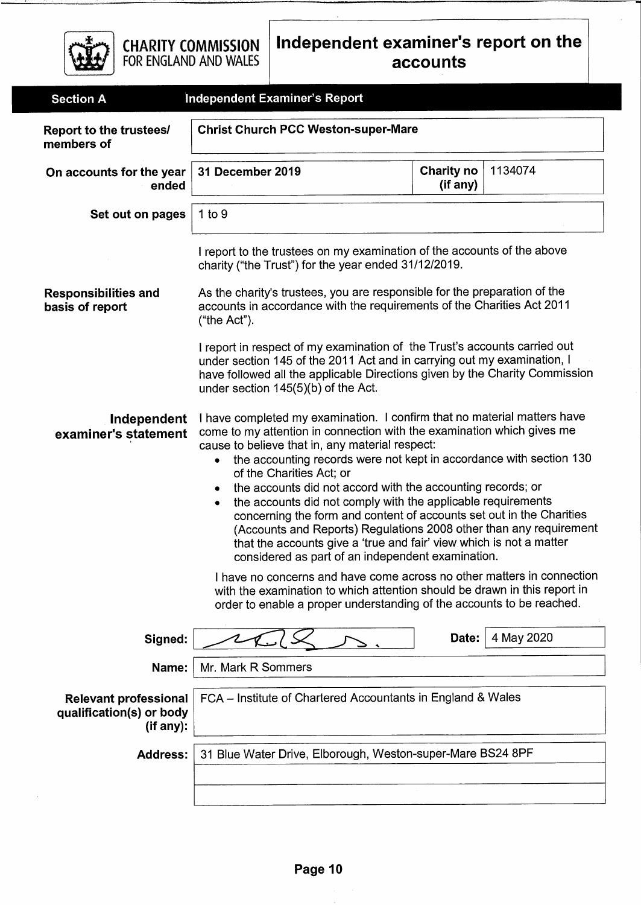CHARITY COMMISSION
FOR ENGLAND AND WALES

# Independent examiner's report on the accounts

## Section A — Independent Examiner's Report

| | |
|---|---|
| **Report to the trustees/ members of** | **Christ Church PCC Weston-super-Mare** |
| **On accounts for the year ended** | **31 December 2019** |
| **Charity no (if any)** | 1134074 |
| **Set out on pages** | 1 to 9 |

I report to the trustees on my examination of the accounts of the above charity ("the Trust") for the year ended 31/12/2019.

**Responsibilities and basis of report**

As the charity's trustees, you are responsible for the preparation of the accounts in accordance with the requirements of the Charities Act 2011 ("the Act").

I report in respect of my examination of the Trust's accounts carried out under section 145 of the 2011 Act and in carrying out my examination, I have followed all the applicable Directions given by the Charity Commission under section 145(5)(b) of the Act.

**Independent examiner's statement**

I have completed my examination. I confirm that no material matters have come to my attention in connection with the examination which gives me cause to believe that in, any material respect:

- the accounting records were not kept in accordance with section 130 of the Charities Act; or
- the accounts did not accord with the accounting records; or
- the accounts did not comply with the applicable requirements concerning the form and content of accounts set out in the Charities (Accounts and Reports) Regulations 2008 other than any requirement that the accounts give a 'true and fair' view which is not a matter considered as part of an independent examination.

I have no concerns and have come across no other matters in connection with the examination to which attention should be drawn in this report in order to enable a proper understanding of the accounts to be reached.

| | |
|---|---|
| **Signed:** | [signature] |
| **Date:** | 4 May 2020 |
| **Name:** | Mr. Mark R Sommers |
| **Relevant professional qualification(s) or body (if any):** | FCA – Institute of Chartered Accountants in England & Wales |
| **Address:** | 31 Blue Water Drive, Elborough, Weston-super-Mare BS24 8PF |